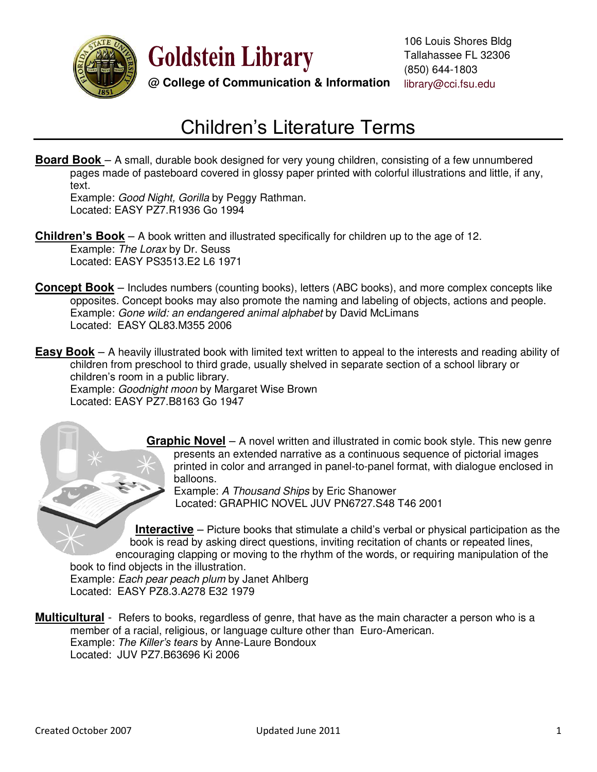**Goldstein Library**

**@ College of Communication & Information**

106 Louis Shores Bldg
Tallahassee FL 32306
(850) 644-1803
library@cci.fsu.edu

# Children's Literature Terms

**Board Book** – A small, durable book designed for very young children, consisting of a few unnumbered pages made of pasteboard covered in glossy paper printed with colorful illustrations and little, if any, text.
Example: *Good Night, Gorilla* by Peggy Rathman.
Located: EASY PZ7.R1936 Go 1994

**Children's Book** – A book written and illustrated specifically for children up to the age of 12.
Example: *The Lorax* by Dr. Seuss
Located: EASY PS3513.E2 L6 1971

**Concept Book** – Includes numbers (counting books), letters (ABC books), and more complex concepts like opposites. Concept books may also promote the naming and labeling of objects, actions and people.
Example: *Gone wild: an endangered animal alphabet* by David McLimans
Located: EASY QL83.M355 2006

**Easy Book** – A heavily illustrated book with limited text written to appeal to the interests and reading ability of children from preschool to third grade, usually shelved in separate section of a school library or children's room in a public library.
Example: *Goodnight moon* by Margaret Wise Brown
Located: EASY PZ7.B8163 Go 1947

**Graphic Novel** – A novel written and illustrated in comic book style. This new genre presents an extended narrative as a continuous sequence of pictorial images printed in color and arranged in panel-to-panel format, with dialogue enclosed in balloons.
Example: *A Thousand Ships* by Eric Shanower
Located: GRAPHIC NOVEL JUV PN6727.S48 T46 2001

**Interactive** – Picture books that stimulate a child's verbal or physical participation as the book is read by asking direct questions, inviting recitation of chants or repeated lines, encouraging clapping or moving to the rhythm of the words, or requiring manipulation of the book to find objects in the illustration.
Example: *Each pear peach plum* by Janet Ahlberg
Located: EASY PZ8.3.A278 E32 1979

**Multicultural** - Refers to books, regardless of genre, that have as the main character a person who is a member of a racial, religious, or language culture other than Euro-American.
Example: *The Killer's tears* by Anne-Laure Bondoux
Located: JUV PZ7.B63696 Ki 2006

Created October 2007 Updated June 2011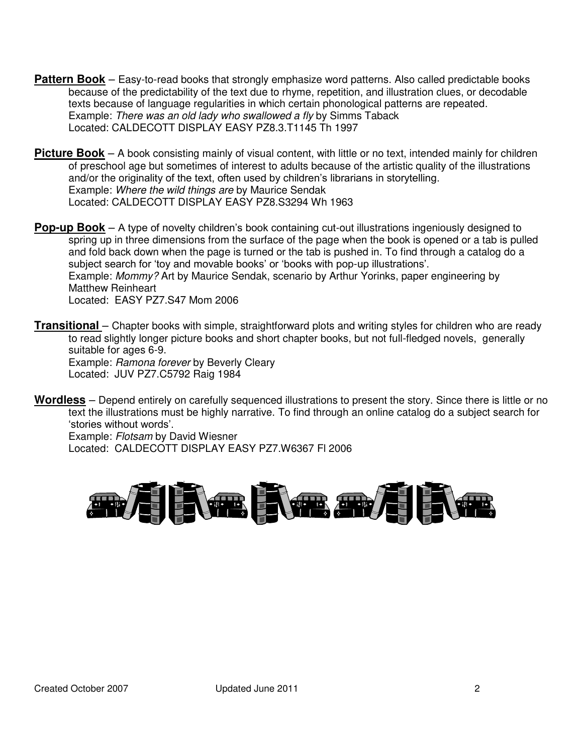**Pattern Book** – Easy-to-read books that strongly emphasize word patterns. Also called predictable books because of the predictability of the text due to rhyme, repetition, and illustration clues, or decodable texts because of language regularities in which certain phonological patterns are repeated.
Example: *There was an old lady who swallowed a fly* by Simms Taback
Located: CALDECOTT DISPLAY EASY PZ8.3.T1145 Th 1997

**Picture Book** – A book consisting mainly of visual content, with little or no text, intended mainly for children of preschool age but sometimes of interest to adults because of the artistic quality of the illustrations and/or the originality of the text, often used by children's librarians in storytelling.
Example: *Where the wild things are* by Maurice Sendak
Located: CALDECOTT DISPLAY EASY PZ8.S3294 Wh 1963

**Pop-up Book** – A type of novelty children's book containing cut-out illustrations ingeniously designed to spring up in three dimensions from the surface of the page when the book is opened or a tab is pulled and fold back down when the page is turned or the tab is pushed in. To find through a catalog do a subject search for 'toy and movable books' or 'books with pop-up illustrations'.
Example: *Mommy?* Art by Maurice Sendak, scenario by Arthur Yorinks, paper engineering by Matthew Reinheart
Located: EASY PZ7.S47 Mom 2006

**Transitional** – Chapter books with simple, straightforward plots and writing styles for children who are ready to read slightly longer picture books and short chapter books, but not full-fledged novels, generally suitable for ages 6-9.
Example: *Ramona forever* by Beverly Cleary
Located: JUV PZ7.C5792 Raig 1984

**Wordless** – Depend entirely on carefully sequenced illustrations to present the story. Since there is little or no text the illustrations must be highly narrative. To find through an online catalog do a subject search for 'stories without words'.
Example: *Flotsam* by David Wiesner
Located: CALDECOTT DISPLAY EASY PZ7.W6367 Fl 2006

Created October 2007 Updated June 2011